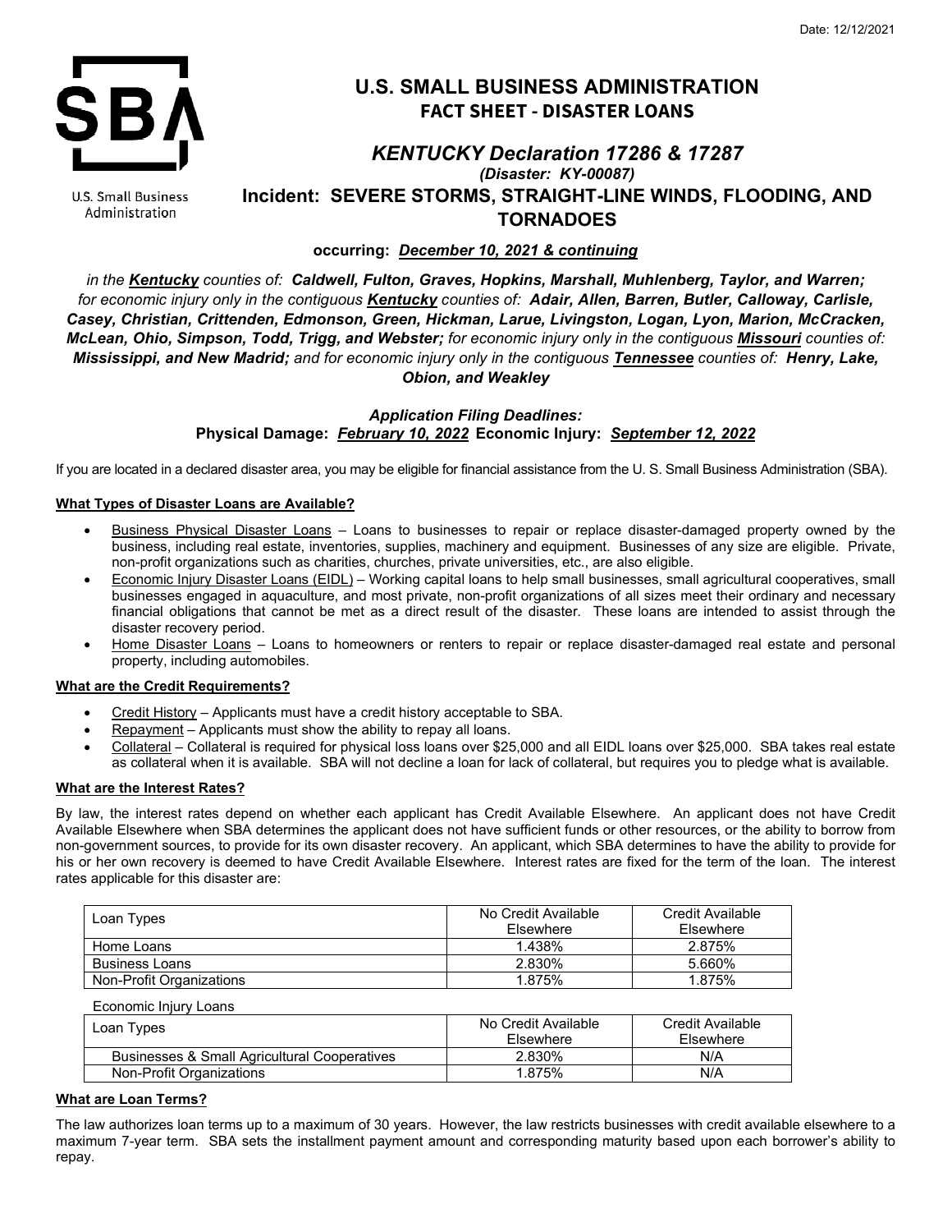Date: 12/12/2021

U.S. Small Business Administration

# U.S. SMALL BUSINESS ADMINISTRATION
## FACT SHEET - DISASTER LOANS

### *KENTUCKY Declaration 17286 & 17287*
***(Disaster: KY-00087)***

### Incident: SEVERE STORMS, STRAIGHT-LINE WINDS, FLOODING, AND TORNADOES

**occurring: *December 10, 2021 & continuing***

*in the **Kentucky** counties of: **Caldwell, Fulton, Graves, Hopkins, Marshall, Muhlenberg, Taylor, and Warren;** for economic injury only in the contiguous **Kentucky** counties of: **Adair, Allen, Barren, Butler, Calloway, Carlisle, Casey, Christian, Crittenden, Edmonson, Green, Hickman, Larue, Livingston, Logan, Lyon, Marion, McCracken, McLean, Ohio, Simpson, Todd, Trigg, and Webster;** for economic injury only in the contiguous **Missouri** counties of: **Mississippi, and New Madrid;** and for economic injury only in the contiguous **Tennessee** counties of: **Henry, Lake, Obion, and Weakley***

***Application Filing Deadlines:***
**Physical Damage: *February 10, 2022* Economic Injury: *September 12, 2022***

If you are located in a declared disaster area, you may be eligible for financial assistance from the U. S. Small Business Administration (SBA).

**What Types of Disaster Loans are Available?**

- Business Physical Disaster Loans – Loans to businesses to repair or replace disaster-damaged property owned by the business, including real estate, inventories, supplies, machinery and equipment. Businesses of any size are eligible. Private, non-profit organizations such as charities, churches, private universities, etc., are also eligible.
- Economic Injury Disaster Loans (EIDL) – Working capital loans to help small businesses, small agricultural cooperatives, small businesses engaged in aquaculture, and most private, non-profit organizations of all sizes meet their ordinary and necessary financial obligations that cannot be met as a direct result of the disaster. These loans are intended to assist through the disaster recovery period.
- Home Disaster Loans – Loans to homeowners or renters to repair or replace disaster-damaged real estate and personal property, including automobiles.

**What are the Credit Requirements?**

- Credit History – Applicants must have a credit history acceptable to SBA.
- Repayment – Applicants must show the ability to repay all loans.
- Collateral – Collateral is required for physical loss loans over $25,000 and all EIDL loans over $25,000. SBA takes real estate as collateral when it is available. SBA will not decline a loan for lack of collateral, but requires you to pledge what is available.

**What are the Interest Rates?**

By law, the interest rates depend on whether each applicant has Credit Available Elsewhere. An applicant does not have Credit Available Elsewhere when SBA determines the applicant does not have sufficient funds or other resources, or the ability to borrow from non-government sources, to provide for its own disaster recovery. An applicant, which SBA determines to have the ability to provide for his or her own recovery is deemed to have Credit Available Elsewhere. Interest rates are fixed for the term of the loan. The interest rates applicable for this disaster are:

| Loan Types | No Credit Available Elsewhere | Credit Available Elsewhere |
|---|---|---|
| Home Loans | 1.438% | 2.875% |
| Business Loans | 2.830% | 5.660% |
| Non-Profit Organizations | 1.875% | 1.875% |

Economic Injury Loans

| Loan Types | No Credit Available Elsewhere | Credit Available Elsewhere |
|---|---|---|
| Businesses & Small Agricultural Cooperatives | 2.830% | N/A |
| Non-Profit Organizations | 1.875% | N/A |

**What are Loan Terms?**

The law authorizes loan terms up to a maximum of 30 years. However, the law restricts businesses with credit available elsewhere to a maximum 7-year term. SBA sets the installment payment amount and corresponding maturity based upon each borrower's ability to repay.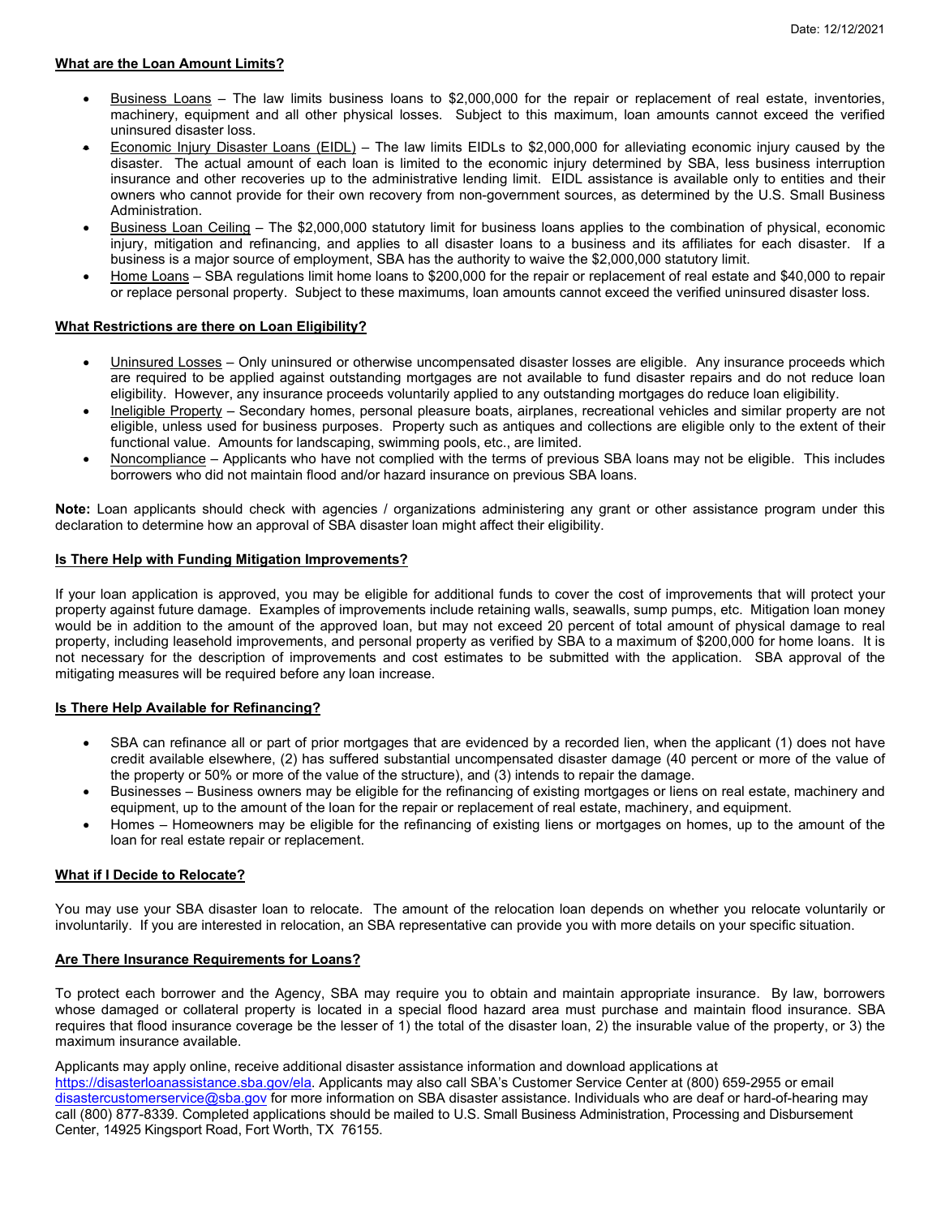Date: 12/12/2021

**What are the Loan Amount Limits?**

- Business Loans – The law limits business loans to $2,000,000 for the repair or replacement of real estate, inventories, machinery, equipment and all other physical losses. Subject to this maximum, loan amounts cannot exceed the verified uninsured disaster loss.
- Economic Injury Disaster Loans (EIDL) – The law limits EIDLs to $2,000,000 for alleviating economic injury caused by the disaster. The actual amount of each loan is limited to the economic injury determined by SBA, less business interruption insurance and other recoveries up to the administrative lending limit. EIDL assistance is available only to entities and their owners who cannot provide for their own recovery from non-government sources, as determined by the U.S. Small Business Administration.
- Business Loan Ceiling – The $2,000,000 statutory limit for business loans applies to the combination of physical, economic injury, mitigation and refinancing, and applies to all disaster loans to a business and its affiliates for each disaster. If a business is a major source of employment, SBA has the authority to waive the $2,000,000 statutory limit.
- Home Loans – SBA regulations limit home loans to $200,000 for the repair or replacement of real estate and $40,000 to repair or replace personal property. Subject to these maximums, loan amounts cannot exceed the verified uninsured disaster loss.

**What Restrictions are there on Loan Eligibility?**

- Uninsured Losses – Only uninsured or otherwise uncompensated disaster losses are eligible. Any insurance proceeds which are required to be applied against outstanding mortgages are not available to fund disaster repairs and do not reduce loan eligibility. However, any insurance proceeds voluntarily applied to any outstanding mortgages do reduce loan eligibility.
- Ineligible Property – Secondary homes, personal pleasure boats, airplanes, recreational vehicles and similar property are not eligible, unless used for business purposes. Property such as antiques and collections are eligible only to the extent of their functional value. Amounts for landscaping, swimming pools, etc., are limited.
- Noncompliance – Applicants who have not complied with the terms of previous SBA loans may not be eligible. This includes borrowers who did not maintain flood and/or hazard insurance on previous SBA loans.

**Note:** Loan applicants should check with agencies / organizations administering any grant or other assistance program under this declaration to determine how an approval of SBA disaster loan might affect their eligibility.

**Is There Help with Funding Mitigation Improvements?**

If your loan application is approved, you may be eligible for additional funds to cover the cost of improvements that will protect your property against future damage. Examples of improvements include retaining walls, seawalls, sump pumps, etc. Mitigation loan money would be in addition to the amount of the approved loan, but may not exceed 20 percent of total amount of physical damage to real property, including leasehold improvements, and personal property as verified by SBA to a maximum of $200,000 for home loans. It is not necessary for the description of improvements and cost estimates to be submitted with the application. SBA approval of the mitigating measures will be required before any loan increase.

**Is There Help Available for Refinancing?**

- SBA can refinance all or part of prior mortgages that are evidenced by a recorded lien, when the applicant (1) does not have credit available elsewhere, (2) has suffered substantial uncompensated disaster damage (40 percent or more of the value of the property or 50% or more of the value of the structure), and (3) intends to repair the damage.
- Businesses – Business owners may be eligible for the refinancing of existing mortgages or liens on real estate, machinery and equipment, up to the amount of the loan for the repair or replacement of real estate, machinery, and equipment.
- Homes – Homeowners may be eligible for the refinancing of existing liens or mortgages on homes, up to the amount of the loan for real estate repair or replacement.

**What if I Decide to Relocate?**

You may use your SBA disaster loan to relocate. The amount of the relocation loan depends on whether you relocate voluntarily or involuntarily. If you are interested in relocation, an SBA representative can provide you with more details on your specific situation.

**Are There Insurance Requirements for Loans?**

To protect each borrower and the Agency, SBA may require you to obtain and maintain appropriate insurance. By law, borrowers whose damaged or collateral property is located in a special flood hazard area must purchase and maintain flood insurance. SBA requires that flood insurance coverage be the lesser of 1) the total of the disaster loan, 2) the insurable value of the property, or 3) the maximum insurance available.

Applicants may apply online, receive additional disaster assistance information and download applications at https://disasterloanassistance.sba.gov/ela. Applicants may also call SBA's Customer Service Center at (800) 659-2955 or email disastercustomerservice@sba.gov for more information on SBA disaster assistance. Individuals who are deaf or hard-of-hearing may call (800) 877-8339. Completed applications should be mailed to U.S. Small Business Administration, Processing and Disbursement Center, 14925 Kingsport Road, Fort Worth, TX 76155.